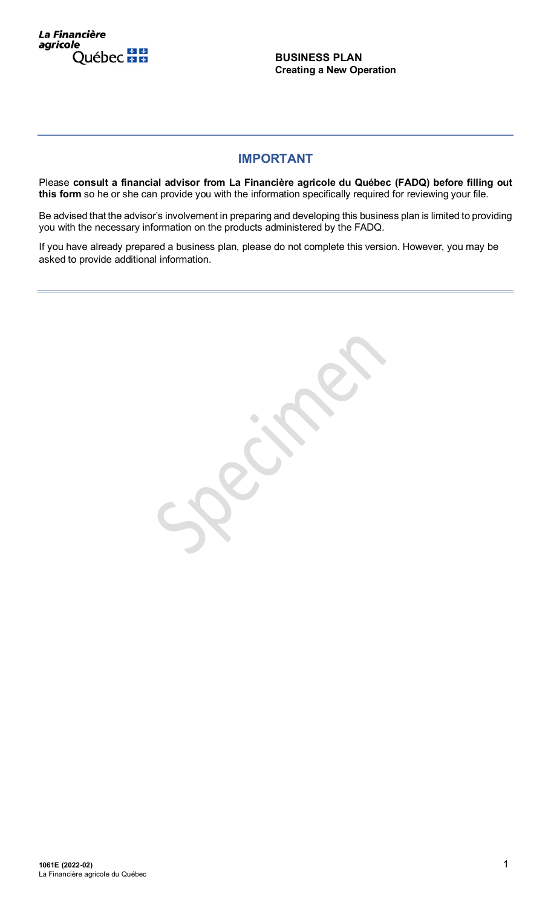La Financière agricole Québec

**BUSINESS PLAN**
**Creating a New Operation**

## IMPORTANT

Please **consult a financial advisor from La Financière agricole du Québec (FADQ) before filling out this form** so he or she can provide you with the information specifically required for reviewing your file.

Be advised that the advisor's involvement in preparing and developing this business plan is limited to providing you with the necessary information on the products administered by the FADQ.

If you have already prepared a business plan, please do not complete this version. However, you may be asked to provide additional information.

Specimen

**1061E (2022-02)**
La Financière agricole du Québec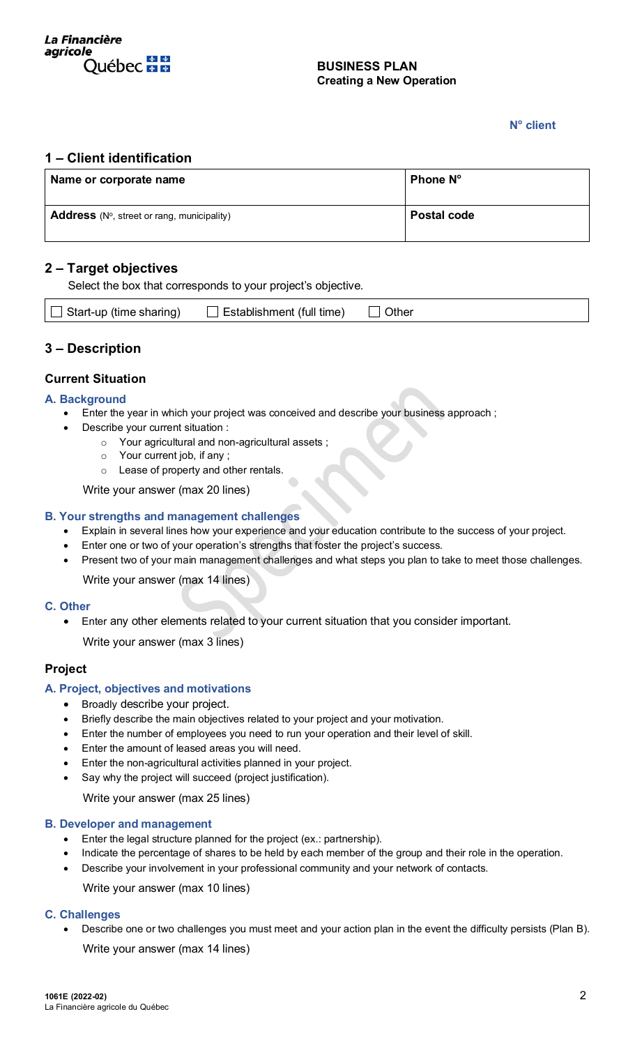La Financière agricole Québec

**BUSINESS PLAN**
**Creating a New Operation**

**N° client**

## 1 – Client identification

| Name or corporate name | Phone N° |
|---|---|
| **Address** (N°, street or rang, municipality) | **Postal code** |

## 2 – Target objectives

Select the box that corresponds to your project's objective.

☐ Start-up (time sharing) ☐ Establishment (full time) ☐ Other

## 3 – Description

### Current Situation

#### A. Background

- Enter the year in which your project was conceived and describe your business approach ;
- Describe your current situation :
  - Your agricultural and non-agricultural assets ;
  - Your current job, if any ;
  - Lease of property and other rentals.

Write your answer (max 20 lines)

#### B. Your strengths and management challenges

- Explain in several lines how your experience and your education contribute to the success of your project.
- Enter one or two of your operation's strengths that foster the project's success.
- Present two of your main management challenges and what steps you plan to take to meet those challenges.

Write your answer (max 14 lines)

#### C. Other

- Enter any other elements related to your current situation that you consider important.

Write your answer (max 3 lines)

### Project

#### A. Project, objectives and motivations

- Broadly describe your project.
- Briefly describe the main objectives related to your project and your motivation.
- Enter the number of employees you need to run your operation and their level of skill.
- Enter the amount of leased areas you will need.
- Enter the non-agricultural activities planned in your project.
- Say why the project will succeed (project justification).

Write your answer (max 25 lines)

#### B. Developer and management

- Enter the legal structure planned for the project (ex.: partnership).
- Indicate the percentage of shares to be held by each member of the group and their role in the operation.
- Describe your involvement in your professional community and your network of contacts.

Write your answer (max 10 lines)

#### C. Challenges

- Describe one or two challenges you must meet and your action plan in the event the difficulty persists (Plan B).

Write your answer (max 14 lines)

1061E (2022-02)
La Financière agricole du Québec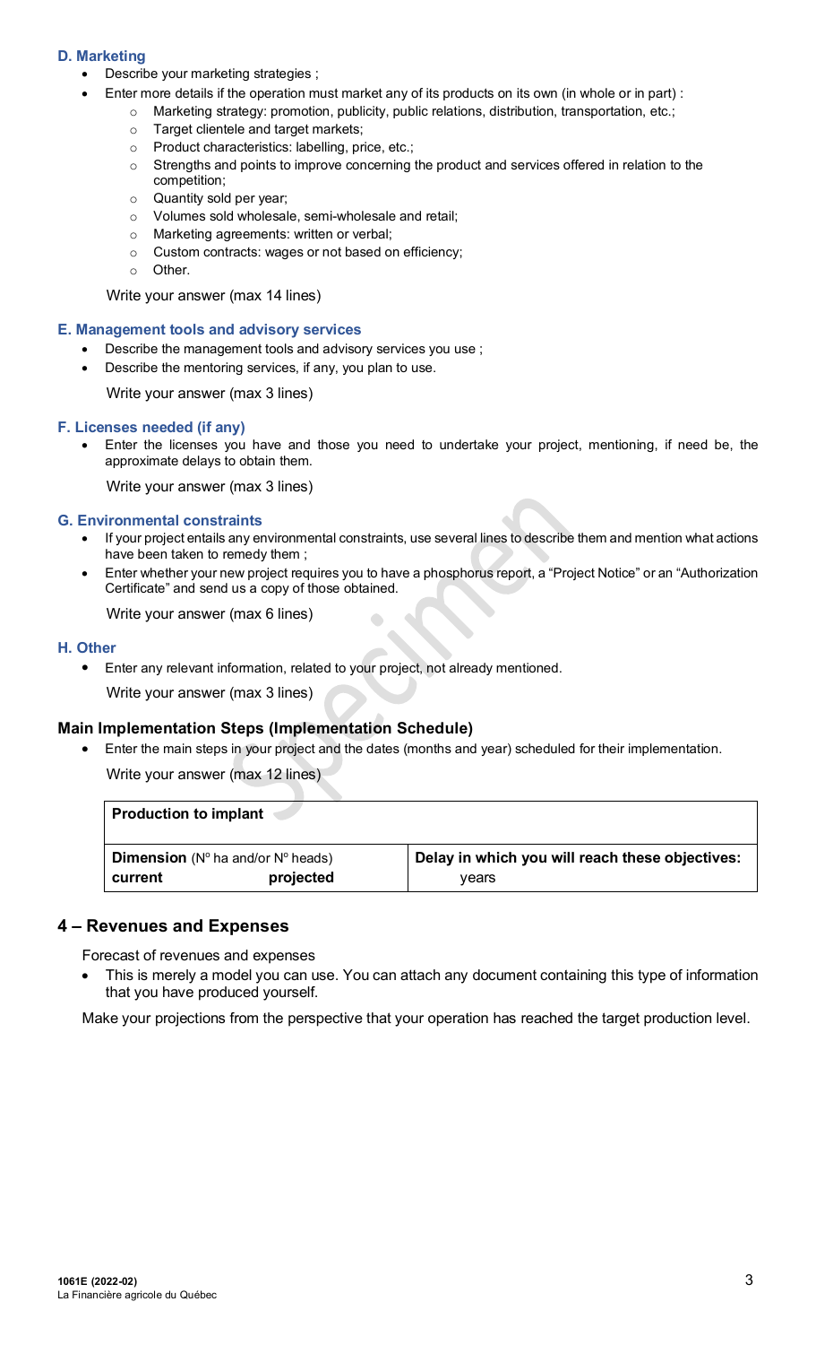### D. Marketing

- Describe your marketing strategies ;
- Enter more details if the operation must market any of its products on its own (in whole or in part) :
  - Marketing strategy: promotion, publicity, public relations, distribution, transportation, etc.;
  - Target clientele and target markets;
  - Product characteristics: labelling, price, etc.;
  - Strengths and points to improve concerning the product and services offered in relation to the competition;
  - Quantity sold per year;
  - Volumes sold wholesale, semi-wholesale and retail;
  - Marketing agreements: written or verbal;
  - Custom contracts: wages or not based on efficiency;
  - Other.

Write your answer (max 14 lines)

### E. Management tools and advisory services

- Describe the management tools and advisory services you use ;
- Describe the mentoring services, if any, you plan to use.

Write your answer (max 3 lines)

### F. Licenses needed (if any)

- Enter the licenses you have and those you need to undertake your project, mentioning, if need be, the approximate delays to obtain them.

Write your answer (max 3 lines)

### G. Environmental constraints

- If your project entails any environmental constraints, use several lines to describe them and mention what actions have been taken to remedy them ;
- Enter whether your new project requires you to have a phosphorus report, a "Project Notice" or an "Authorization Certificate" and send us a copy of those obtained.

Write your answer (max 6 lines)

### H. Other

- Enter any relevant information, related to your project, not already mentioned.

Write your answer (max 3 lines)

### Main Implementation Steps (Implementation Schedule)

- Enter the main steps in your project and the dates (months and year) scheduled for their implementation.

Write your answer (max 12 lines)

| **Production to implant** | | |
|---|---|---|
| **Dimension** (N° ha and/or N° heads) | | **Delay in which you will reach these objectives:** |
| **current** | **projected** | years |

## 4 – Revenues and Expenses

Forecast of revenues and expenses

- This is merely a model you can use. You can attach any document containing this type of information that you have produced yourself.

Make your projections from the perspective that your operation has reached the target production level.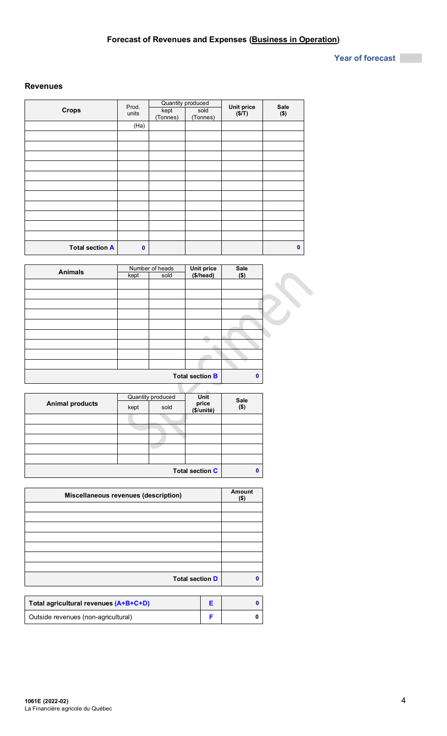## Forecast of Revenues and Expenses (Business in Operation)

**Year of forecast**

### Revenues

| Crops | Prod. units | Quantity produced kept (Tonnes) | sold (Tonnes) | Unit price ($/T) | Sale ($) |
|---|---|---|---|---|---|
| | (Ha) | | | | |
| | | | | | |
| | | | | | |
| | | | | | |
| | | | | | |
| | | | | | |
| | | | | | |
| | | | | | |
| | | | | | |
| | | | | | |
| | | | | | |
| | | | | | |
| **Total section A** | **0** | | | | **0** |

| Animals | Number of heads kept | sold | Unit price ($/head) | Sale ($) |
|---|---|---|---|---|
| | | | | |
| | | | | |
| | | | | |
| | | | | |
| | | | | |
| | | | | |
| | | | | |
| | | | | |
| | | | | |
| | | | **Total section B** | **0** |

| Animal products | Quantity produced kept | sold | Unit price ($/unité) | Sale ($) |
|---|---|---|---|---|
| | | | | |
| | | | | |
| | | | | |
| | | | | |
| | | | | |
| | | | **Total section C** | **0** |

| Miscellaneous revenues (description) | Amount ($) |
|---|---|
| | |
| | |
| | |
| | |
| | |
| | |
| | |
| **Total section D** | **0** |

| | | |
|---|---|---|
| **Total agricultural revenues (A+B+C+D)** | **E** | **0** |
| Outside revenues (non-agricultural) | **F** | **0** |

1061E (2022-02)
La Financière agricole du Québec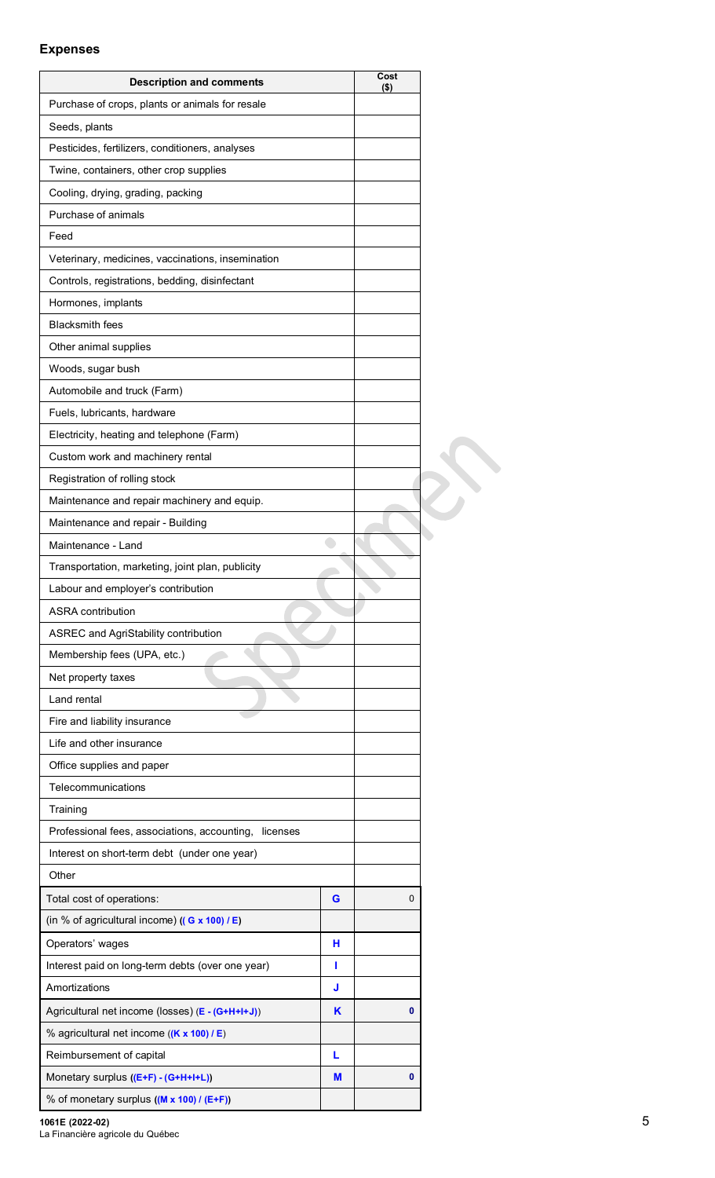## Expenses

| Description and comments | | Cost ($) |
|---|---|---|
| Purchase of crops, plants or animals for resale | | |
| Seeds, plants | | |
| Pesticides, fertilizers, conditioners, analyses | | |
| Twine, containers, other crop supplies | | |
| Cooling, drying, grading, packing | | |
| Purchase of animals | | |
| Feed | | |
| Veterinary, medicines, vaccinations, insemination | | |
| Controls, registrations, bedding, disinfectant | | |
| Hormones, implants | | |
| Blacksmith fees | | |
| Other animal supplies | | |
| Woods, sugar bush | | |
| Automobile and truck (Farm) | | |
| Fuels, lubricants, hardware | | |
| Electricity, heating and telephone (Farm) | | |
| Custom work and machinery rental | | |
| Registration of rolling stock | | |
| Maintenance and repair machinery and equip. | | |
| Maintenance and repair - Building | | |
| Maintenance - Land | | |
| Transportation, marketing, joint plan, publicity | | |
| Labour and employer's contribution | | |
| ASRA contribution | | |
| ASREC and AgriStability contribution | | |
| Membership fees (UPA, etc.) | | |
| Net property taxes | | |
| Land rental | | |
| Fire and liability insurance | | |
| Life and other insurance | | |
| Office supplies and paper | | |
| Telecommunications | | |
| Training | | |
| Professional fees, associations, accounting, licenses | | |
| Interest on short-term debt (under one year) | | |
| Other | | |
| Total cost of operations: | **G** | 0 |
| (in % of agricultural income) **((G x 100) / E)** | | |
| Operators' wages | **H** | |
| Interest paid on long-term debts (over one year) | **I** | |
| Amortizations | **J** | |
| Agricultural net income (losses) (**E - (G+H+I+J)**) | **K** | **0** |
| % agricultural net income ((**K x 100) / E**) | | |
| Reimbursement of capital | **L** | |
| Monetary surplus **((E+F) - (G+H+I+L))** | **M** | **0** |
| % of monetary surplus **((M x 100) / (E+F))** | | |

1061E (2022-02)
La Financière agricole du Québec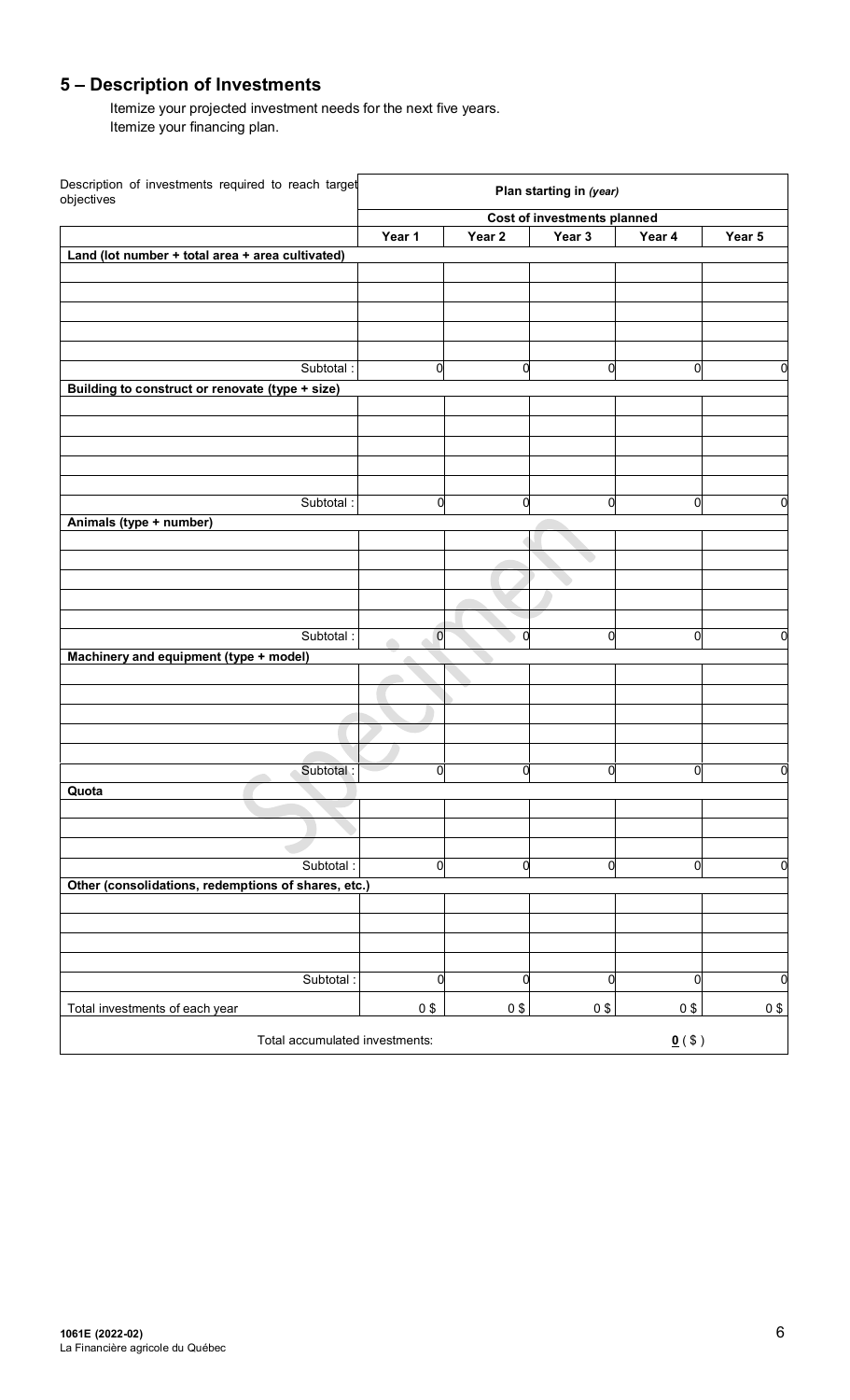## 5 – Description of Investments

Itemize your projected investment needs for the next five years.
Itemize your financing plan.

| Description of investments required to reach target objectives | Plan starting in *(year)* | | | | |
|---|---|---|---|---|---|
| | Cost of investments planned | | | | |
| | Year 1 | Year 2 | Year 3 | Year 4 | Year 5 |
| **Land (lot number + total area + area cultivated)** | | | | | |
| | | | | | |
| | | | | | |
| | | | | | |
| | | | | | |
| | | | | | |
| Subtotal : | 0 | 0 | 0 | 0 | 0 |
| **Building to construct or renovate (type + size)** | | | | | |
| | | | | | |
| | | | | | |
| | | | | | |
| | | | | | |
| | | | | | |
| Subtotal : | 0 | 0 | 0 | 0 | 0 |
| **Animals (type + number)** | | | | | |
| | | | | | |
| | | | | | |
| | | | | | |
| | | | | | |
| | | | | | |
| Subtotal : | 0 | 0 | 0 | 0 | 0 |
| **Machinery and equipment (type + model)** | | | | | |
| | | | | | |
| | | | | | |
| | | | | | |
| | | | | | |
| | | | | | |
| Subtotal : | 0 | 0 | 0 | 0 | 0 |
| **Quota** | | | | | |
| | | | | | |
| | | | | | |
| | | | | | |
| Subtotal : | 0 | 0 | 0 | 0 | 0 |
| **Other (consolidations, redemptions of shares, etc.)** | | | | | |
| | | | | | |
| | | | | | |
| | | | | | |
| | | | | | |
| Subtotal : | 0 | 0 | 0 | 0 | 0 |
| Total investments of each year | 0 $ | 0 $ | 0 $ | 0 $ | 0 $ |
| Total accumulated investments: | | | | **0** ( $ ) | |

1061E (2022-02)
La Financière agricole du Québec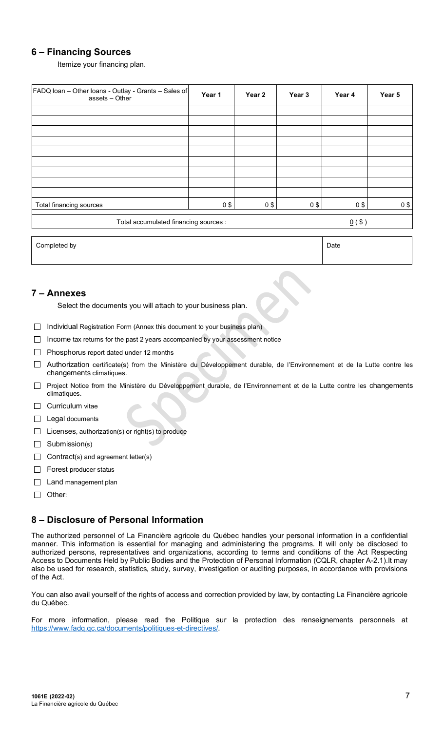## 6 – Financing Sources

Itemize your financing plan.

| FADQ loan – Other loans - Outlay - Grants – Sales of assets – Other | Year 1 | Year 2 | Year 3 | Year 4 | Year 5 |
|---|---|---|---|---|---|
| | | | | | |
| | | | | | |
| | | | | | |
| | | | | | |
| | | | | | |
| | | | | | |
| | | | | | |
| | | | | | |
| | | | | | |
| Total financing sources | 0 $ | 0 $ | 0 $ | 0 $ | 0 $ |

| | |
|---|---|
| Total accumulated financing sources : | 0 ( $ ) |

| | |
|---|---|
| Completed by | Date |

## 7 – Annexes

Select the documents you will attach to your business plan.

- ☐ Individual Registration Form (Annex this document to your business plan)
- ☐ Income tax returns for the past 2 years accompanied by your assessment notice
- ☐ Phosphorus report dated under 12 months
- ☐ Authorization certificate(s) from the Ministère du Développement durable, de l'Environnement et de la Lutte contre les changements climatiques.
- ☐ Project Notice from the Ministère du Développement durable, de l'Environnement et de la Lutte contre les changements climatiques.
- ☐ Curriculum vitae
- ☐ Legal documents
- ☐ Licenses, authorization(s) or right(s) to produce
- ☐ Submission(s)
- ☐ Contract(s) and agreement letter(s)
- ☐ Forest producer status
- ☐ Land management plan
- ☐ Other:

## 8 – Disclosure of Personal Information

The authorized personnel of La Financière agricole du Québec handles your personal information in a confidential manner. This information is essential for managing and administering the programs. It will only be disclosed to authorized persons, representatives and organizations, according to terms and conditions of the Act Respecting Access to Documents Held by Public Bodies and the Protection of Personal Information (CQLR, chapter A-2.1).It may also be used for research, statistics, study, survey, investigation or auditing purposes, in accordance with provisions of the Act.

You can also avail yourself of the rights of access and correction provided by law, by contacting La Financière agricole du Québec.

For more information, please read the Politique sur la protection des renseignements personnels at https://www.fadq.qc.ca/documents/politiques-et-directives/.

1061E (2022-02)
La Financière agricole du Québec